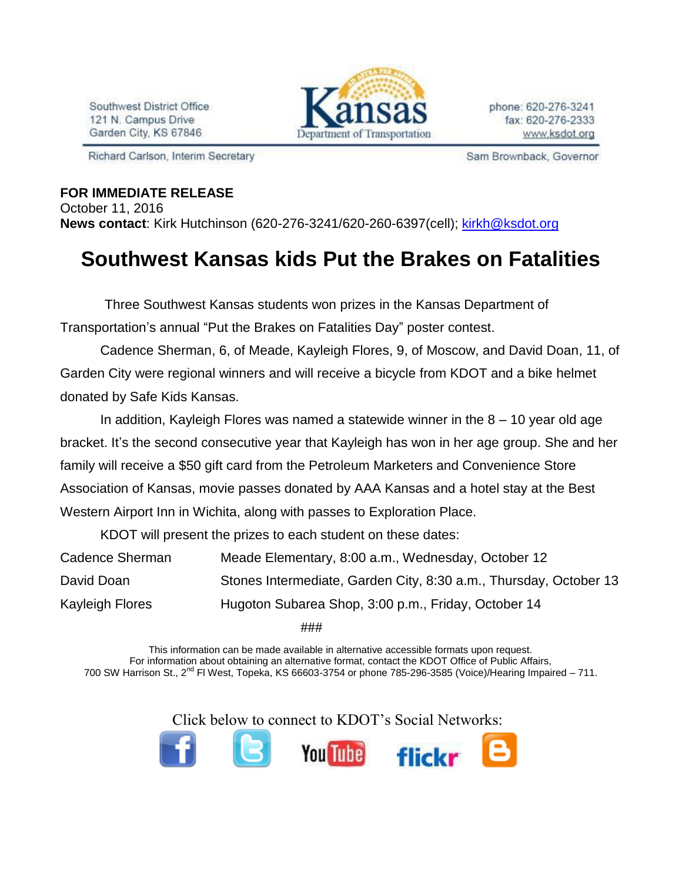Southwest District Office
121 N. Campus Drive
Garden City, KS 67846

Kansas Department of Transportation

phone: 620-276-3241
fax: 620-276-2333
www.ksdot.org

Richard Carlson, Interim Secretary

Sam Brownback, Governor

**FOR IMMEDIATE RELEASE**
October 11, 2016
**News contact**: Kirk Hutchinson (620-276-3241/620-260-6397(cell); kirkh@ksdot.org

# Southwest Kansas kids Put the Brakes on Fatalities

Three Southwest Kansas students won prizes in the Kansas Department of Transportation's annual "Put the Brakes on Fatalities Day" poster contest.

Cadence Sherman, 6, of Meade, Kayleigh Flores, 9, of Moscow, and David Doan, 11, of Garden City were regional winners and will receive a bicycle from KDOT and a bike helmet donated by Safe Kids Kansas.

In addition, Kayleigh Flores was named a statewide winner in the 8 – 10 year old age bracket. It's the second consecutive year that Kayleigh has won in her age group. She and her family will receive a $50 gift card from the Petroleum Marketers and Convenience Store Association of Kansas, movie passes donated by AAA Kansas and a hotel stay at the Best Western Airport Inn in Wichita, along with passes to Exploration Place.

KDOT will present the prizes to each student on these dates:

| | |
|---|---|
| Cadence Sherman | Meade Elementary, 8:00 a.m., Wednesday, October 12 |
| David Doan | Stones Intermediate, Garden City, 8:30 a.m., Thursday, October 13 |
| Kayleigh Flores | Hugoton Subarea Shop, 3:00 p.m., Friday, October 14 |

###

This information can be made available in alternative accessible formats upon request.
For information about obtaining an alternative format, contact the KDOT Office of Public Affairs,
700 SW Harrison St., 2nd Fl West, Topeka, KS 66603-3754 or phone 785-296-3585 (Voice)/Hearing Impaired – 711.

Click below to connect to KDOT's Social Networks: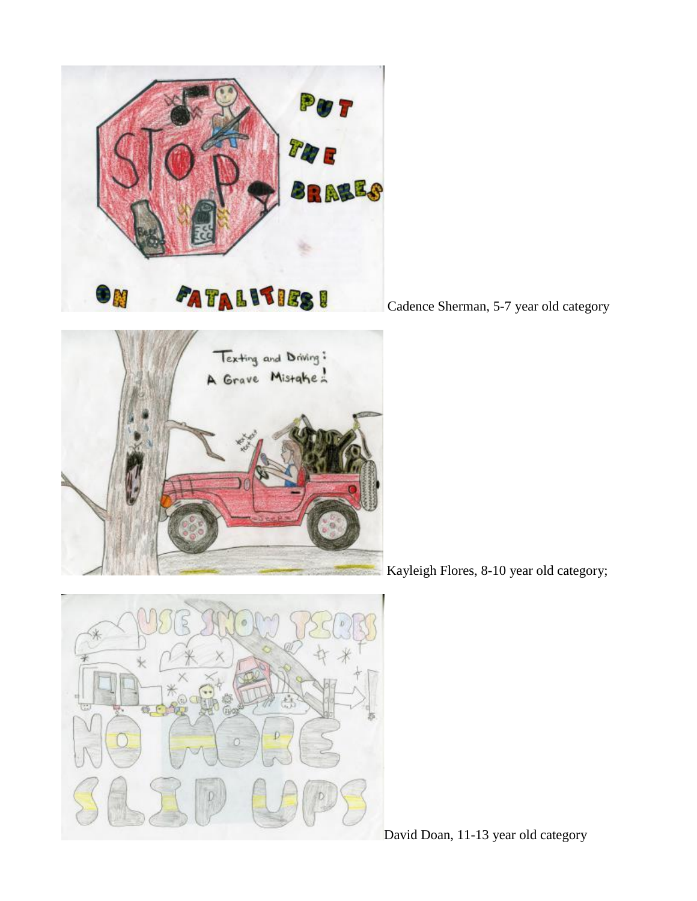Cadence Sherman, 5-7 year old category

Kayleigh Flores, 8-10 year old category;

David Doan, 11-13 year old category